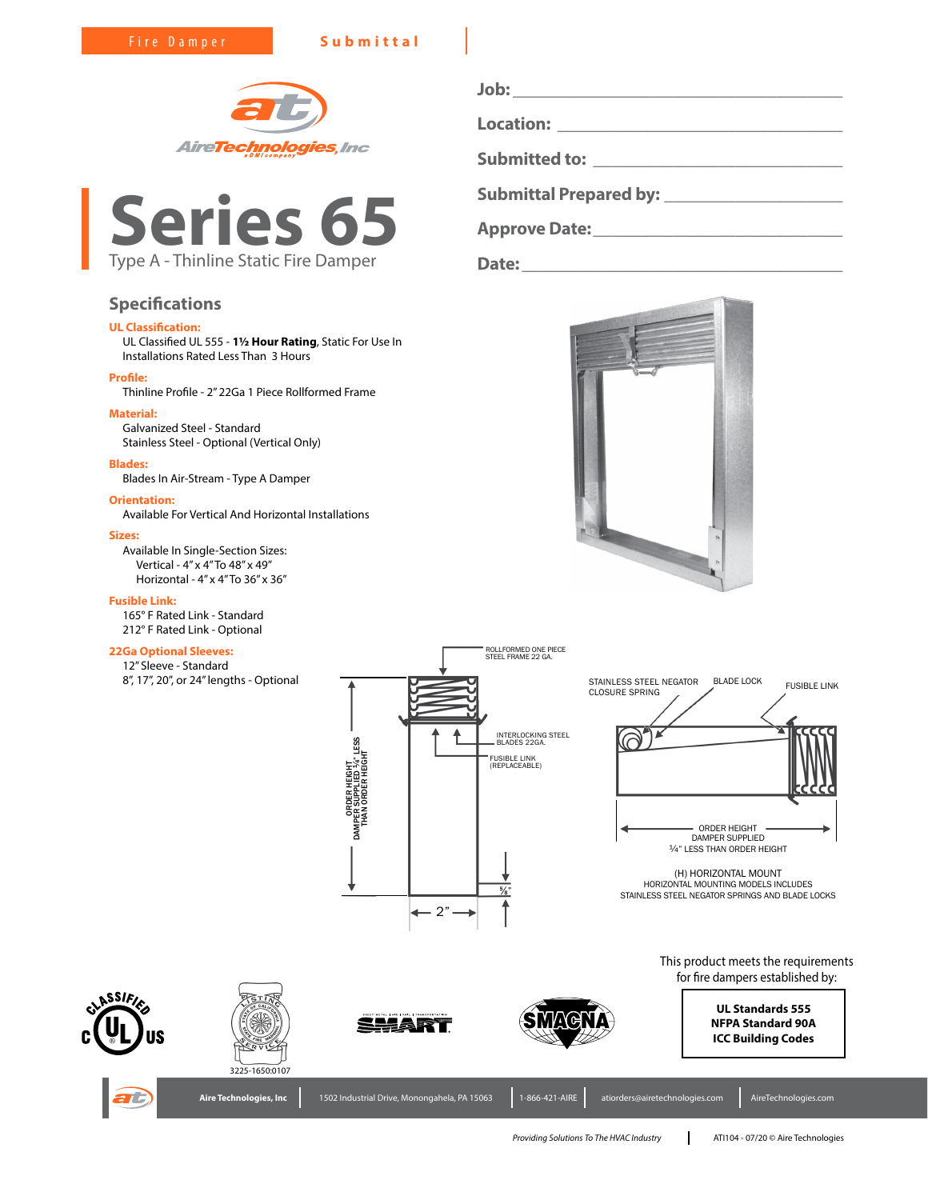Fire Damper **Submittal**

# Series 65

Type A - Thinline Static Fire Damper

Job: ______________________________

Location: ______________________________

Submitted to: ______________________________

Submittal Prepared by: ______________________________

Approve Date: ______________________________

Date: ______________________________

## Specifications

**UL Classification:**
UL Classified UL 555 - **1½ Hour Rating**, Static For Use In Installations Rated Less Than 3 Hours

**Profile:**
Thinline Profile - 2" 22Ga 1 Piece Rollformed Frame

**Material:**
Galvanized Steel - Standard
Stainless Steel - Optional (Vertical Only)

**Blades:**
Blades In Air-Stream - Type A Damper

**Orientation:**
Available For Vertical And Horizontal Installations

**Sizes:**
Available In Single-Section Sizes:
- Vertical - 4" x 4" To 48" x 49"
- Horizontal - 4" x 4" To 36" x 36"

**Fusible Link:**
165° F Rated Link - Standard
212° F Rated Link - Optional

**22Ga Optional Sleeves:**
12" Sleeve - Standard
8", 17", 20", or 24" lengths - Optional

ROLLFORMED ONE PIECE STEEL FRAME 22 GA.

INTERLOCKING STEEL BLADES 22GA.

FUSIBLE LINK (REPLACEABLE)

ORDER HEIGHT DAMPER SUPPLIED ¼" LESS THAN ORDER HEIGHT

5/8"

2"

STAINLESS STEEL NEGATOR CLOSURE SPRING

BLADE LOCK

FUSIBLE LINK

ORDER HEIGHT DAMPER SUPPLIED ¼" LESS THAN ORDER HEIGHT

(H) HORIZONTAL MOUNT
HORIZONTAL MOUNTING MODELS INCLUDES STAINLESS STEEL NEGATOR SPRINGS AND BLADE LOCKS

This product meets the requirements for fire dampers established by:

**UL Standards 555**
**NFPA Standard 90A**
**ICC Building Codes**

3225-1650:0107

**Aire Technologies, Inc** | 1502 Industrial Drive, Monongahela, PA 15063 | 1-866-421-AIRE | atiorders@airetechnologies.com | AireTechnologies.com

*Providing Solutions To The HVAC Industry* | ATI104 - 07/20 © Aire Technologies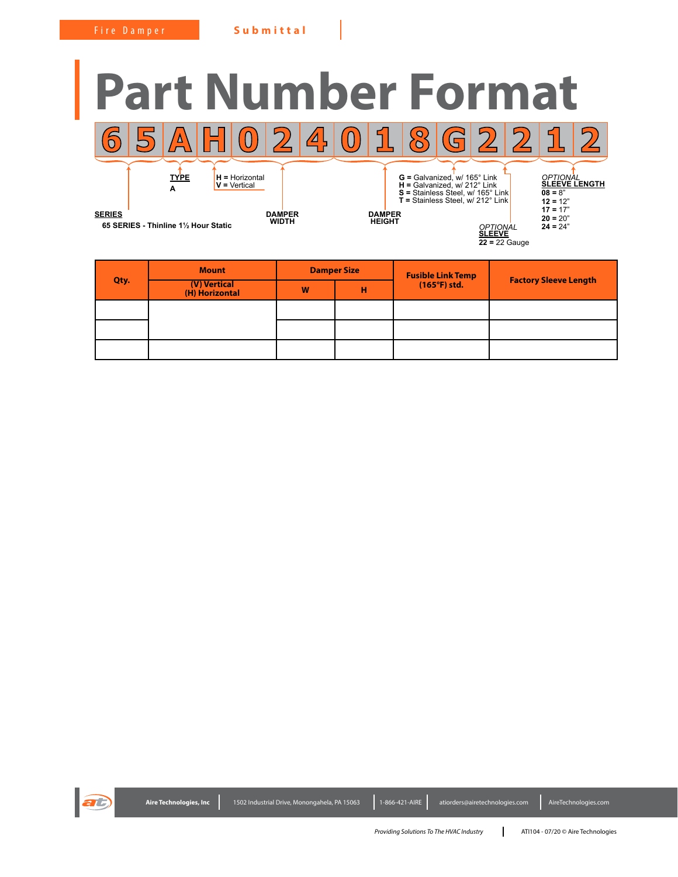# Part Number Format

65AH024018G2212

**SERIES**
65 SERIES - Thinline 1½ Hour Static

**TYPE**
A

**H** = Horizontal
**V** = Vertical

**DAMPER WIDTH**

**DAMPER HEIGHT**

**G** = Galvanized, w/ 165° Link
**H** = Galvanized, w/ 212° Link
**S** = Stainless Steel, w/ 165° Link
**T** = Stainless Steel, w/ 212° Link

*OPTIONAL*
**SLEEVE**
**22** = 22 Gauge

*OPTIONAL*
**SLEEVE LENGTH**
**08** = 8"
**12** = 12"
**17** = 17"
**20** = 20"
**24** = 24"

| Qty. | Mount (V) Vertical (H) Horizontal | Damper Size | | Fusible Link Temp (165°F) std. | Factory Sleeve Length |
|---|---|---|---|---|---|
| | | W | H | | |
| | | | | | |
| | | | | | |
| | | | | | |